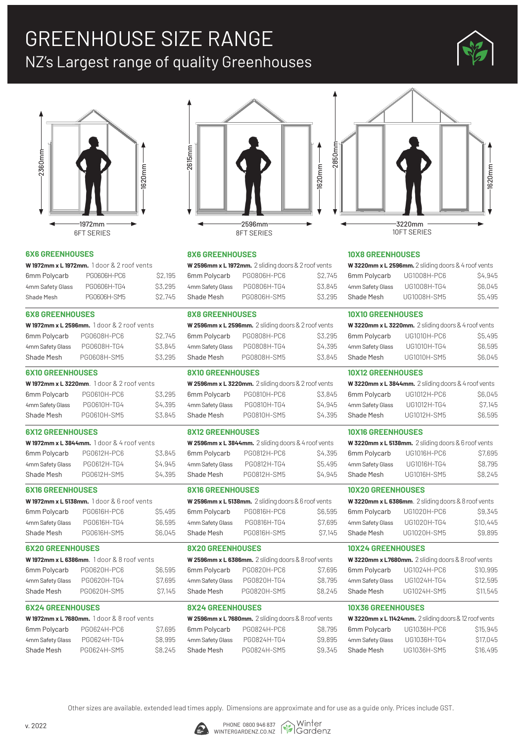# GREENHOUSE SIZE RANGE

## NZ's Largest range of quality Greenhouses

2360mm, 1620mm, 1972mm — 6FT SERIES

2615mm, 1620mm, 2596mm — 8FT SERIES

2850mm, 1620mm, 3220mm — 10FT SERIES

### 6X6 GREENHOUSES

**W 1972mm x L 1972mm.** 1 door & 2 roof vents

| Material | Code | Price |
|---|---|---|
| 6mm Polycarb | PG0606H-PC6 | $2,195 |
| 4mm Safety Glass | PG0606H-TG4 | $3,295 |
| Shade Mesh | PG0606H-SM5 | $2,745 |

### 6X8 GREENHOUSES

**W 1972mm x L 2596mm.** 1 door & 2 roof vents

| Material | Code | Price |
|---|---|---|
| 6mm Polycarb | PG0608H-PC6 | $2,745 |
| 4mm Safety Glass | PG0608H-TG4 | $3,845 |
| Shade Mesh | PG0608H-SM5 | $3,295 |

### 6X10 GREENHOUSES

**W 1972mm x L 3220mm**. 1 door & 2 roof vents

| Material | Code | Price |
|---|---|---|
| 6mm Polycarb | PG0610H-PC6 | $3,295 |
| 4mm Safety Glass | PG0610H-TG4 | $4,395 |
| Shade Mesh | PG0610H-SM5 | $3,845 |

### 6X12 GREENHOUSES

**W 1972mm x L 3844mm.** 1 door & 4 roof vents

| Material | Code | Price |
|---|---|---|
| 6mm Polycarb | PG0612H-PC6 | $3,845 |
| 4mm Safety Glass | PG0612H-TG4 | $4,945 |
| Shade Mesh | PG0612H-SM5 | $4,395 |

### 6X16 GREENHOUSES

**W 1972mm x L 5138mm.** 1 door & 6 roof vents

| Material | Code | Price |
|---|---|---|
| 6mm Polycarb | PG0616H-PC6 | $5,495 |
| 4mm Safety Glass | PG0616H-TG4 | $6,595 |
| Shade Mesh | PG0616H-SM5 | $6,045 |

### 6X20 GREENHOUSES

**W 1972mm x L 6386mm**. 1 door & 8 roof vents

| Material | Code | Price |
|---|---|---|
| 6mm Polycarb | PG0620H-PC6 | $6,595 |
| 4mm Safety Glass | PG0620H-TG4 | $7,695 |
| Shade Mesh | PG0620H-SM5 | $7,145 |

### 6X24 GREENHOUSES

**W 1972mm x L 7680mm.** 1 door & 8 roof vents

| Material | Code | Price |
|---|---|---|
| 6mm Polycarb | PG0624H-PC6 | $7,695 |
| 4mm Safety Glass | PG0624H-TG4 | $8,995 |
| Shade Mesh | PG0624H-SM5 | $8,245 |

### 8X6 GREENHOUSES

**W 2596mm x L 1972mm.** 2 sliding doors & 2 roof vents

| Material | Code | Price |
|---|---|---|
| 6mm Polycarb | PG0806H-PC6 | $2,745 |
| 4mm Safety Glass | PG0806H-TG4 | $3,845 |
| Shade Mesh | PG0806H-SM5 | $3,295 |

### 8X8 GREENHOUSES

**W 2596mm x L 2596mm.** 2 sliding doors & 2 roof vents

| Material | Code | Price |
|---|---|---|
| 6mm Polycarb | PG0808H-PC6 | $3,295 |
| 4mm Safety Glass | PG0808H-TG4 | $4,395 |
| Shade Mesh | PG0808H-SM5 | $3,845 |

### 8X10 GREENHOUSES

**W 2596mm x L 3220mm.** 2 sliding doors & 2 roof vents

| Material | Code | Price |
|---|---|---|
| 6mm Polycarb | PG0810H-PC6 | $3,845 |
| 4mm Safety Glass | PG0810H-TG4 | $4,945 |
| Shade Mesh | PG0810H-SM5 | $4,395 |

### 8X12 GREENHOUSES

**W 2596mm x L 3844mm.** 2 sliding doors & 4 roof vents

| Material | Code | Price |
|---|---|---|
| 6mm Polycarb | PG0812H-PC6 | $4,395 |
| 4mm Safety Glass | PG0812H-TG4 | $5,495 |
| Shade Mesh | PG0812H-SM5 | $4,945 |

### 8X16 GREENHOUSES

**W 2596mm x L 5138mm.** 2 sliding doors & 6 roof vents

| Material | Code | Price |
|---|---|---|
| 6mm Polycarb | PG0816H-PC6 | $6,595 |
| 4mm Safety Glass | PG0816H-TG4 | $7,695 |
| Shade Mesh | PG0816H-SM5 | $7,145 |

### 8X20 GREENHOUSES

**W 2596mm x L 6386mm.** 2 sliding doors & 8 roof vents

| Material | Code | Price |
|---|---|---|
| 6mm Polycarb | PG0820H-PC6 | $7,695 |
| 4mm Safety Glass | PG0820H-TG4 | $8,795 |
| Shade Mesh | PG0820H-SM5 | $8,245 |

### 8X24 GREENHOUSES

**W 2596mm x L 7680mm.** 2 sliding doors & 8 roof vents

| Material | Code | Price |
|---|---|---|
| 6mm Polycarb | PG0824H-PC6 | $8,795 |
| 4mm Safety Glass | PG0824H-TG4 | $9,895 |
| Shade Mesh | PG0824H-SM5 | $9,345 |

### 10X8 GREENHOUSES

**W 3220mm x L 2596mm.** 2 sliding doors & 4 roof vents

| Material | Code | Price |
|---|---|---|
| 6mm Polycarb | UG1008H-PC6 | $4,945 |
| 4mm Safety Glass | UG1008H-TG4 | $6,045 |
| Shade Mesh | UG1008H-SM5 | $5,495 |

### 10X10 GREENHOUSES

**W 3220mm x L 3220mm.** 2 sliding doors & 4 roof vents

| Material | Code | Price |
|---|---|---|
| 6mm Polycarb | UG1010H-PC6 | $5,495 |
| 4mm Safety Glass | UG1010H-TG4 | $6,595 |
| Shade Mesh | UG1010H-SM5 | $6,045 |

### 10X12 GREENHOUSES

**W 3220mm x L 3844mm.** 2 sliding doors & 4 roof vents

| Material | Code | Price |
|---|---|---|
| 6mm Polycarb | UG1012H-PC6 | $6,045 |
| 4mm Safety Glass | UG1012H-TG4 | $7,145 |
| Shade Mesh | UG1012H-SM5 | $6,595 |

### 10X16 GREENHOUSES

**W 3220mm x L 5138mm.** 2 sliding doors & 6 roof vents

| Material | Code | Price |
|---|---|---|
| 6mm Polycarb | UG1016H-PC6 | $7,695 |
| 4mm Safety Glass | UG1016H-TG4 | $8,795 |
| Shade Mesh | UG1016H-SM5 | $8,245 |

### 10X20 GREENHOUSES

**W 3220mm x L 6386mm.** 2 sliding doors & 8 roof vents

| Material | Code | Price |
|---|---|---|
| 6mm Polycarb | UG1020H-PC6 | $9,345 |
| 4mm Safety Glass | UG1020H-TG4 | $10,445 |
| Shade Mesh | UG1020H-SM5 | $9,895 |

### 10X24 GREENHOUSES

**W 3220mm x L7680mm.** 2 sliding doors & 8 roof vents

| Material | Code | Price |
|---|---|---|
| 6mm Polycarb | UG1024H-PC6 | $10,995 |
| 4mm Safety Glass | UG1024H-TG4 | $12,595 |
| Shade Mesh | UG1024H-SM5 | $11,545 |

### 10X36 GREENHOUSES

**W 3220mm x L 11424mm.** 2 sliding doors & 12 roof vents

| Material | Code | Price |
|---|---|---|
| 6mm Polycarb | UG1036H-PC6 | $15,945 |
| 4mm Safety Glass | UG1036H-TG4 | $17,045 |
| Shade Mesh | UG1036H-SM5 | $16,495 |

Other sizes are available, extended lead times apply. Dimensions are approximate and for use as a guide only. Prices include GST.

v. 2022

PHONE 0800 946 837
WINTERGARDENZ.CO.NZ

Winter Gardenz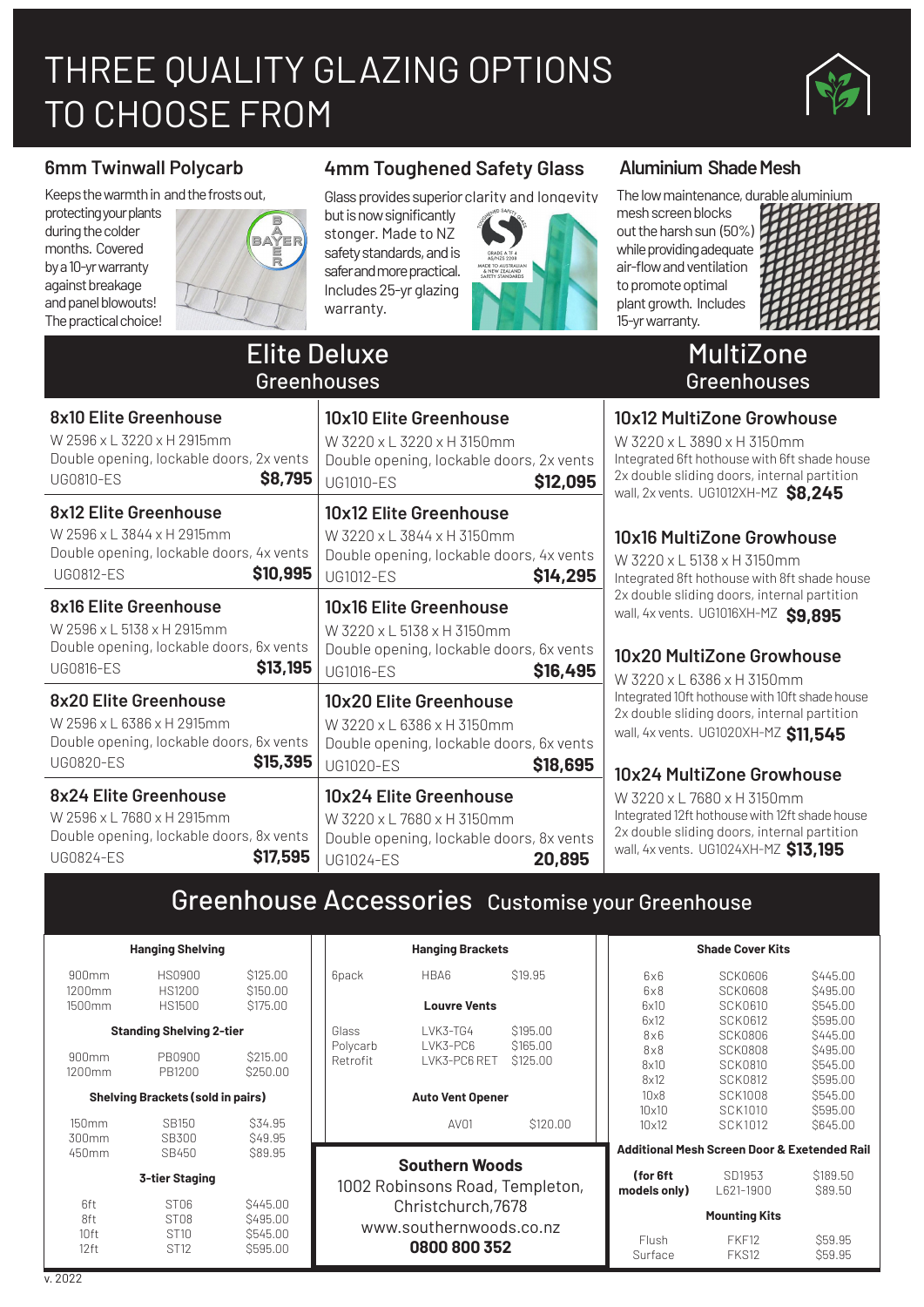# THREE QUALITY GLAZING OPTIONS TO CHOOSE FROM

### 6mm Twinwall Polycarb

Keeps the warmth in and the frosts out, protecting your plants during the colder months. Covered by a 10-yr warranty against breakage and panel blowouts! The practical choice!

BAYER

### 4mm Toughened Safety Glass

Glass provides superior clarity and longevity but is now significantly stonger. Made to NZ safety standards, and is safer and more practical. Includes 25-yr glazing warranty.

### Aluminium Shade Mesh

The low maintenance, durable aluminium mesh screen blocks out the harsh sun (50%) while providing adequate air-flow and ventilation to promote optimal plant growth. Includes 15-yr warranty.

## Elite Deluxe Greenhouses

### 8x10 Elite Greenhouse
W 2596 x L 3220 x H 2915mm
Double opening, lockable doors, 2x vents
UG0810-ES **$8,795**

### 8x12 Elite Greenhouse
W 2596 x L 3844 x H 2915mm
Double opening, lockable doors, 4x vents
UG0812-ES **$10,995**

### 8x16 Elite Greenhouse
W 2596 x L 5138 x H 2915mm
Double opening, lockable doors, 6x vents
UG0816-ES **$13,195**

### 8x20 Elite Greenhouse
W 2596 x L 6386 x H 2915mm
Double opening, lockable doors, 6x vents
UG0820-ES **$15,395**

### 8x24 Elite Greenhouse
W 2596 x L 7680 x H 2915mm
Double opening, lockable doors, 8x vents
UG0824-ES **$17,595**

### 10x10 Elite Greenhouse
W 3220 x L 3220 x H 3150mm
Double opening, lockable doors, 2x vents
UG1010-ES **$12,095**

### 10x12 Elite Greenhouse
W 3220 x L 3844 x H 3150mm
Double opening, lockable doors, 4x vents
UG1012-ES **$14,295**

### 10x16 Elite Greenhouse
W 3220 x L 5138 x H 3150mm
Double opening, lockable doors, 6x vents
UG1016-ES **$16,495**

### 10x20 Elite Greenhouse
W 3220 x L 6386 x H 3150mm
Double opening, lockable doors, 6x vents
UG1020-ES **$18,695**

### 10x24 Elite Greenhouse
W 3220 x L 7680 x H 3150mm
Double opening, lockable doors, 8x vents
UG1024-ES **20,895**

## MultiZone Greenhouses

### 10x12 MultiZone Growhouse
W 3220 x L 3890 x H 3150mm
Integrated 6ft hothouse with 6ft shade house 2x double sliding doors, internal partition wall, 2x vents. UG1012XH-MZ **$8,245**

### 10x16 MultiZone Growhouse
W 3220 x L 5138 x H 3150mm
Integrated 8ft hothouse with 8ft shade house 2x double sliding doors, internal partition wall, 4x vents. UG1016XH-MZ **$9,895**

### 10x20 MultiZone Growhouse
W 3220 x L 6386 x H 3150mm
Integrated 10ft hothouse with 10ft shade house 2x double sliding doors, internal partition wall, 4x vents. UG1020XH-MZ **$11,545**

### 10x24 MultiZone Growhouse
W 3220 x L 7680 x H 3150mm
Integrated 12ft hothouse with 12ft shade house 2x double sliding doors, internal partition wall, 4x vents. UG1024XH-MZ **$13,195**

## Greenhouse Accessories Customise your Greenhouse

**Hanging Shelving**

| | | |
|---|---|---|
| 900mm | HS0900 | $125.00 |
| 1200mm | HS1200 | $150.00 |
| 1500mm | HS1500 | $175.00 |

**Standing Shelving 2-tier**

| | | |
|---|---|---|
| 900mm | PB0900 | $215.00 |
| 1200mm | PB1200 | $250.00 |

**Shelving Brackets (sold in pairs)**

| | | |
|---|---|---|
| 150mm | SB150 | $34.95 |
| 300mm | SB300 | $49.95 |
| 450mm | SB450 | $89.95 |

**3-tier Staging**

| | | |
|---|---|---|
| 6ft | ST06 | $445.00 |
| 8ft | ST08 | $495.00 |
| 10ft | ST10 | $545.00 |
| 12ft | ST12 | $595.00 |

**Hanging Brackets**

| | | |
|---|---|---|
| 6pack | HBA6 | $19.95 |

**Louvre Vents**

| | | |
|---|---|---|
| Glass | LVK3-TG4 | $195.00 |
| Polycarb | LVK3-PC6 | $165.00 |
| Retrofit | LVK3-PC6 RET | $125.00 |

**Auto Vent Opener**

| | | |
|---|---|---|
| | AV01 | $120.00 |

**Southern Woods**
1002 Robinsons Road, Templeton, Christchurch,7678
www.southernwoods.co.nz
**0800 800 352**

**Shade Cover Kits**

| | | |
|---|---|---|
| 6x6 | SCK0606 | $445.00 |
| 6x8 | SCK0608 | $495.00 |
| 6x10 | SCK0610 | $545.00 |
| 6x12 | SCK0612 | $595.00 |
| 8x6 | SCK0806 | $445.00 |
| 8x8 | SCK0808 | $495.00 |
| 8x10 | SCK0810 | $545.00 |
| 8x12 | SCK0812 | $595.00 |
| 10x8 | SCK1008 | $545.00 |
| 10x10 | SCK1010 | $595.00 |
| 10x12 | SCK1012 | $645.00 |

**Additional Mesh Screen Door & Exetended Rail**

| | | |
|---|---|---|
| **(for 6ft models only)** | SD1953 | $189.50 |
| | L621-1900 | $89.50 |

**Mounting Kits**

| | | |
|---|---|---|
| Flush | FKF12 | $59.95 |
| Surface | FKS12 | $59.95 |

v. 2022